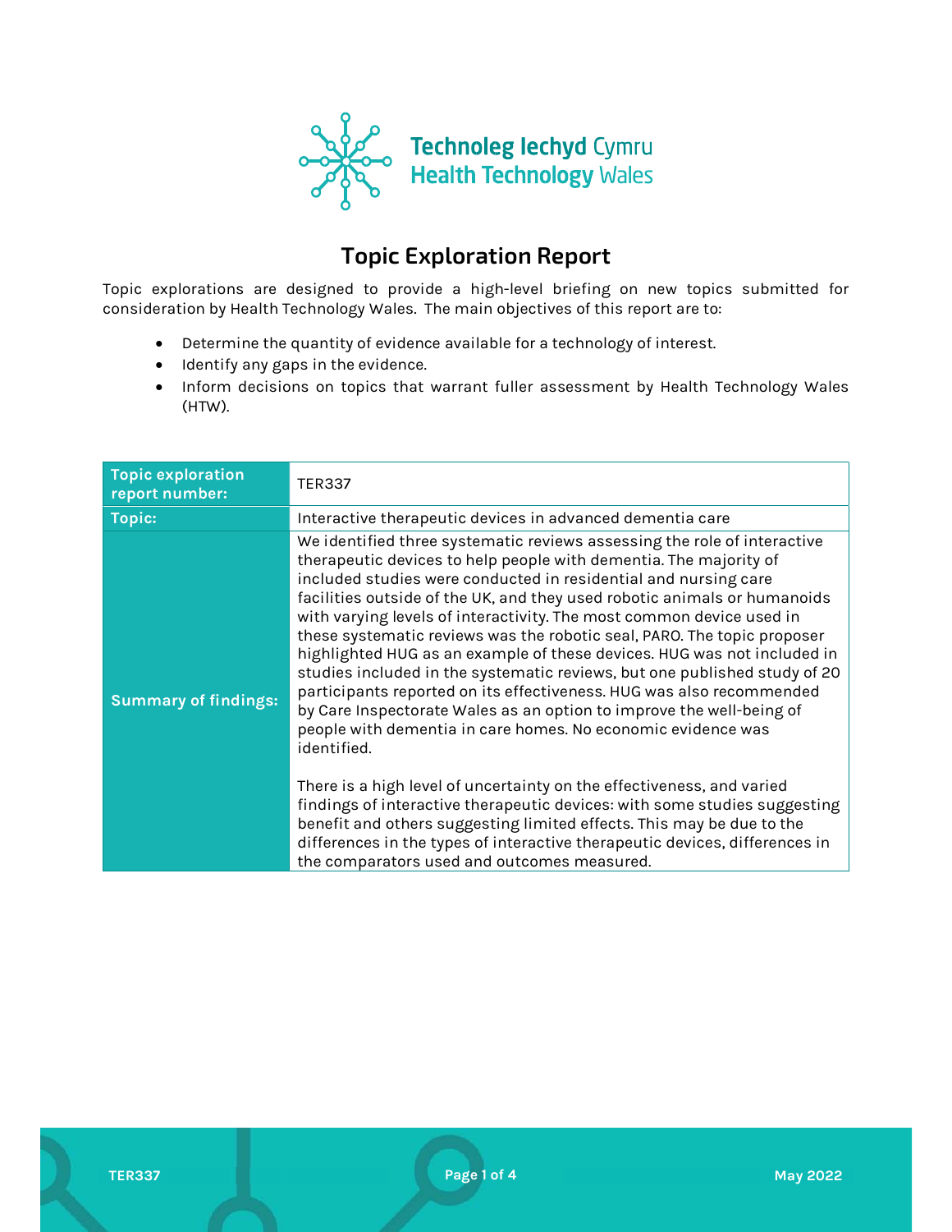Technoleg Iechyd Cymru
Health Technology Wales

# Topic Exploration Report

Topic explorations are designed to provide a high-level briefing on new topics submitted for consideration by Health Technology Wales. The main objectives of this report are to:

- Determine the quantity of evidence available for a technology of interest.
- Identify any gaps in the evidence.
- Inform decisions on topics that warrant fuller assessment by Health Technology Wales (HTW).

| | |
|---|---|
| **Topic exploration report number:** | TER337 |
| **Topic:** | Interactive therapeutic devices in advanced dementia care |
| **Summary of findings:** | We identified three systematic reviews assessing the role of interactive therapeutic devices to help people with dementia. The majority of included studies were conducted in residential and nursing care facilities outside of the UK, and they used robotic animals or humanoids with varying levels of interactivity. The most common device used in these systematic reviews was the robotic seal, PARO. The topic proposer highlighted HUG as an example of these devices. HUG was not included in studies included in the systematic reviews, but one published study of 20 participants reported on its effectiveness. HUG was also recommended by Care Inspectorate Wales as an option to improve the well-being of people with dementia in care homes. No economic evidence was identified.<br><br>There is a high level of uncertainty on the effectiveness, and varied findings of interactive therapeutic devices: with some studies suggesting benefit and others suggesting limited effects. This may be due to the differences in the types of interactive therapeutic devices, differences in the comparators used and outcomes measured. |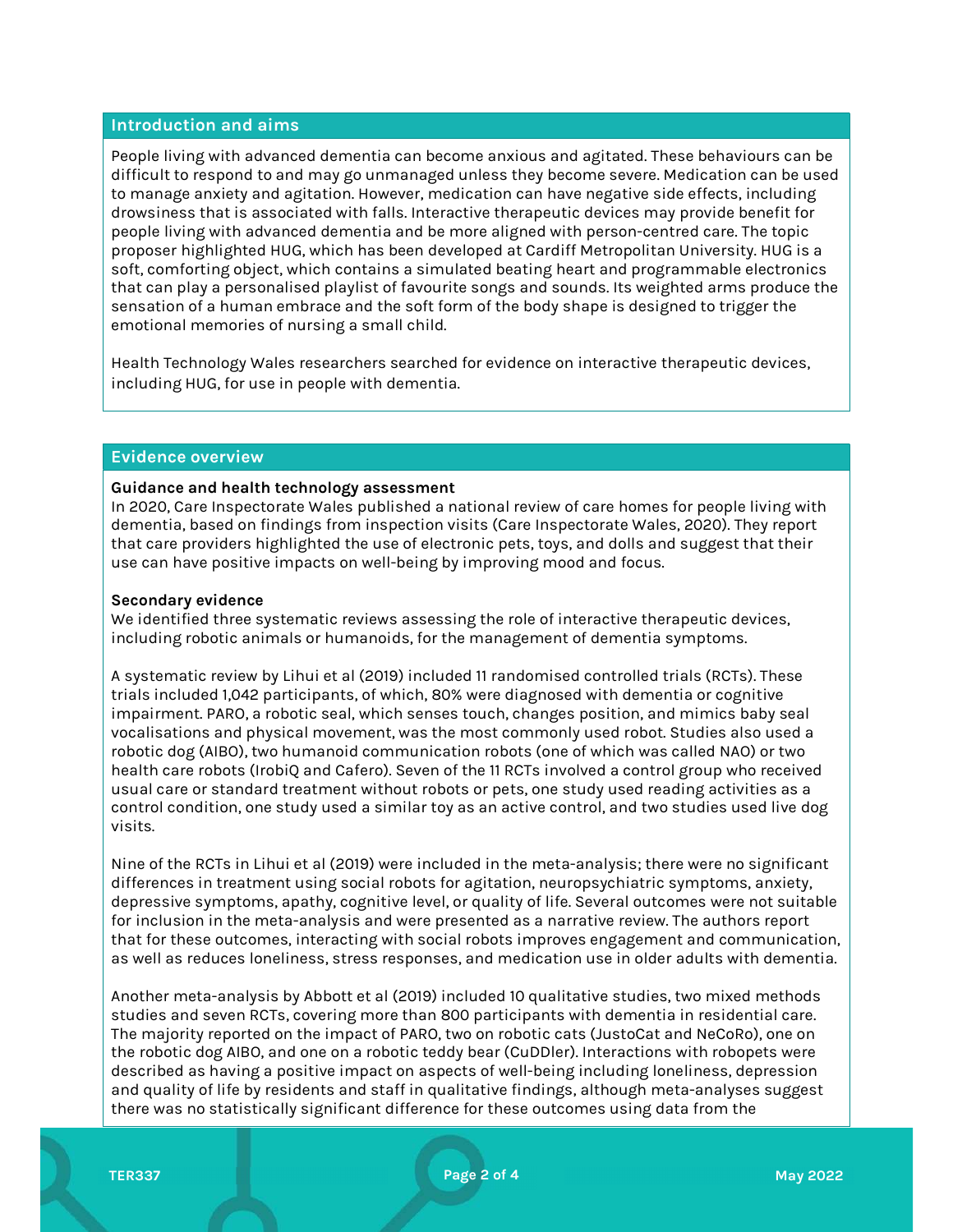## Introduction and aims

People living with advanced dementia can become anxious and agitated. These behaviours can be difficult to respond to and may go unmanaged unless they become severe. Medication can be used to manage anxiety and agitation. However, medication can have negative side effects, including drowsiness that is associated with falls. Interactive therapeutic devices may provide benefit for people living with advanced dementia and be more aligned with person-centred care. The topic proposer highlighted HUG, which has been developed at Cardiff Metropolitan University. HUG is a soft, comforting object, which contains a simulated beating heart and programmable electronics that can play a personalised playlist of favourite songs and sounds. Its weighted arms produce the sensation of a human embrace and the soft form of the body shape is designed to trigger the emotional memories of nursing a small child.

Health Technology Wales researchers searched for evidence on interactive therapeutic devices, including HUG, for use in people with dementia.

## Evidence overview

**Guidance and health technology assessment**
In 2020, Care Inspectorate Wales published a national review of care homes for people living with dementia, based on findings from inspection visits (Care Inspectorate Wales, 2020). They report that care providers highlighted the use of electronic pets, toys, and dolls and suggest that their use can have positive impacts on well-being by improving mood and focus.

**Secondary evidence**
We identified three systematic reviews assessing the role of interactive therapeutic devices, including robotic animals or humanoids, for the management of dementia symptoms.

A systematic review by Lihui et al (2019) included 11 randomised controlled trials (RCTs). These trials included 1,042 participants, of which, 80% were diagnosed with dementia or cognitive impairment. PARO, a robotic seal, which senses touch, changes position, and mimics baby seal vocalisations and physical movement, was the most commonly used robot. Studies also used a robotic dog (AIBO), two humanoid communication robots (one of which was called NAO) or two health care robots (IrobiQ and Cafero). Seven of the 11 RCTs involved a control group who received usual care or standard treatment without robots or pets, one study used reading activities as a control condition, one study used a similar toy as an active control, and two studies used live dog visits.

Nine of the RCTs in Lihui et al (2019) were included in the meta-analysis; there were no significant differences in treatment using social robots for agitation, neuropsychiatric symptoms, anxiety, depressive symptoms, apathy, cognitive level, or quality of life. Several outcomes were not suitable for inclusion in the meta-analysis and were presented as a narrative review. The authors report that for these outcomes, interacting with social robots improves engagement and communication, as well as reduces loneliness, stress responses, and medication use in older adults with dementia.

Another meta-analysis by Abbott et al (2019) included 10 qualitative studies, two mixed methods studies and seven RCTs, covering more than 800 participants with dementia in residential care. The majority reported on the impact of PARO, two on robotic cats (JustoCat and NeCoRo), one on the robotic dog AIBO, and one on a robotic teddy bear (CuDDler). Interactions with robopets were described as having a positive impact on aspects of well-being including loneliness, depression and quality of life by residents and staff in qualitative findings, although meta-analyses suggest there was no statistically significant difference for these outcomes using data from the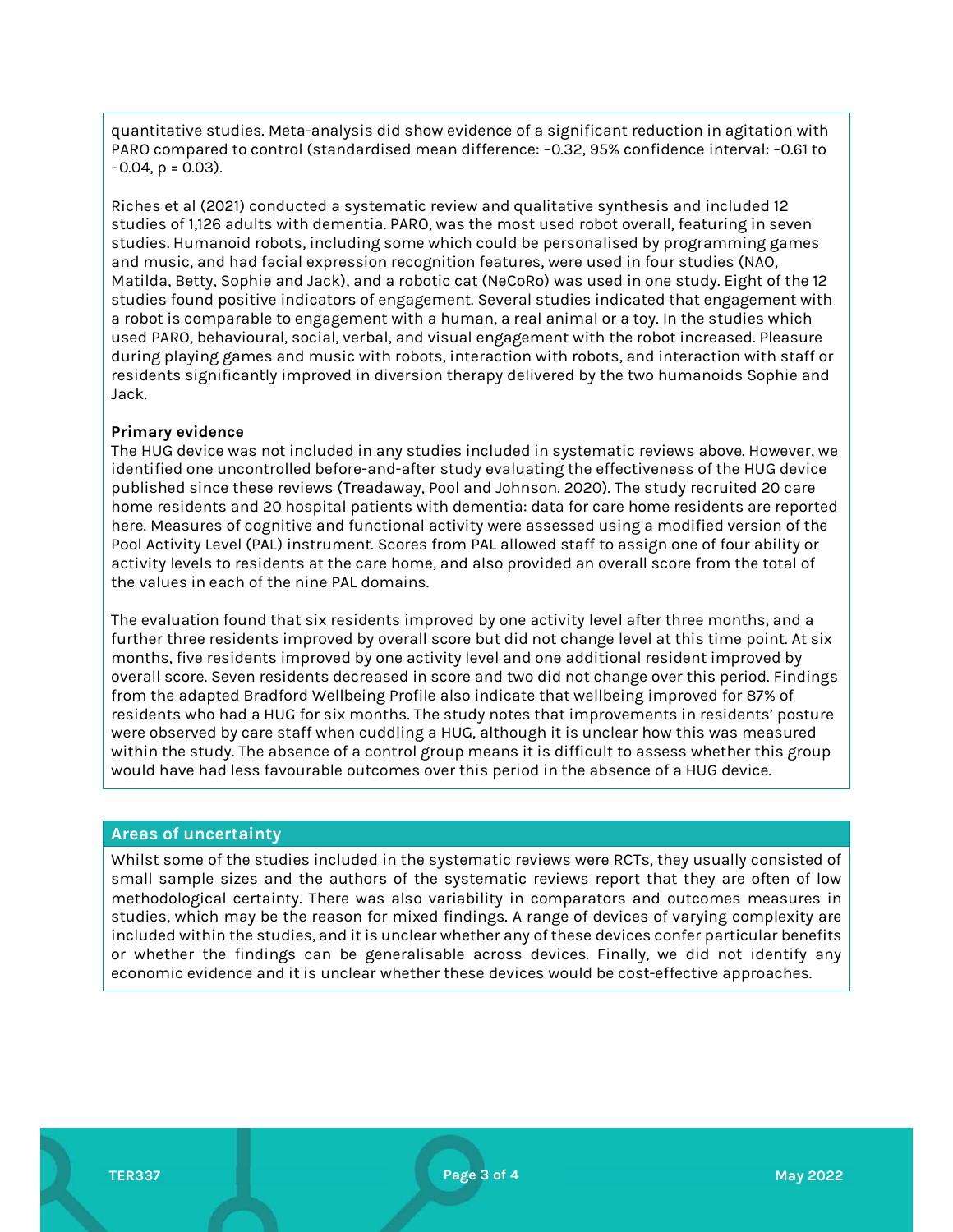quantitative studies. Meta-analysis did show evidence of a significant reduction in agitation with PARO compared to control (standardised mean difference: −0.32, 95% confidence interval: −0.61 to −0.04, p = 0.03).

Riches et al (2021) conducted a systematic review and qualitative synthesis and included 12 studies of 1,126 adults with dementia. PARO, was the most used robot overall, featuring in seven studies. Humanoid robots, including some which could be personalised by programming games and music, and had facial expression recognition features, were used in four studies (NAO, Matilda, Betty, Sophie and Jack), and a robotic cat (NeCoRo) was used in one study. Eight of the 12 studies found positive indicators of engagement. Several studies indicated that engagement with a robot is comparable to engagement with a human, a real animal or a toy. In the studies which used PARO, behavioural, social, verbal, and visual engagement with the robot increased. Pleasure during playing games and music with robots, interaction with robots, and interaction with staff or residents significantly improved in diversion therapy delivered by the two humanoids Sophie and Jack.

**Primary evidence**

The HUG device was not included in any studies included in systematic reviews above. However, we identified one uncontrolled before-and-after study evaluating the effectiveness of the HUG device published since these reviews (Treadaway, Pool and Johnson. 2020). The study recruited 20 care home residents and 20 hospital patients with dementia: data for care home residents are reported here. Measures of cognitive and functional activity were assessed using a modified version of the Pool Activity Level (PAL) instrument. Scores from PAL allowed staff to assign one of four ability or activity levels to residents at the care home, and also provided an overall score from the total of the values in each of the nine PAL domains.

The evaluation found that six residents improved by one activity level after three months, and a further three residents improved by overall score but did not change level at this time point. At six months, five residents improved by one activity level and one additional resident improved by overall score. Seven residents decreased in score and two did not change over this period. Findings from the adapted Bradford Wellbeing Profile also indicate that wellbeing improved for 87% of residents who had a HUG for six months. The study notes that improvements in residents' posture were observed by care staff when cuddling a HUG, although it is unclear how this was measured within the study. The absence of a control group means it is difficult to assess whether this group would have had less favourable outcomes over this period in the absence of a HUG device.

## Areas of uncertainty

Whilst some of the studies included in the systematic reviews were RCTs, they usually consisted of small sample sizes and the authors of the systematic reviews report that they are often of low methodological certainty. There was also variability in comparators and outcomes measures in studies, which may be the reason for mixed findings. A range of devices of varying complexity are included within the studies, and it is unclear whether any of these devices confer particular benefits or whether the findings can be generalisable across devices. Finally, we did not identify any economic evidence and it is unclear whether these devices would be cost-effective approaches.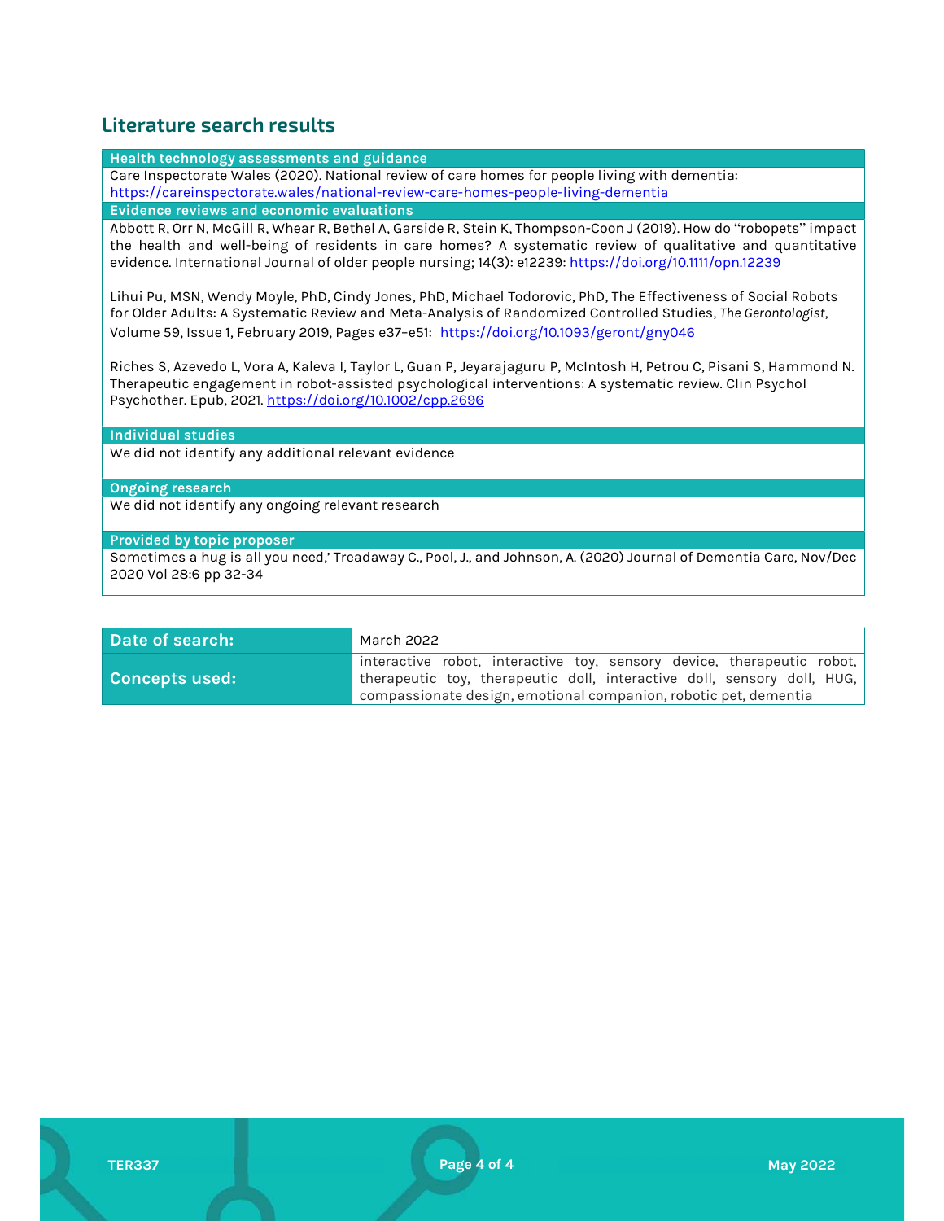## Literature search results

**Health technology assessments and guidance**

Care Inspectorate Wales (2020). National review of care homes for people living with dementia: https://careinspectorate.wales/national-review-care-homes-people-living-dementia

**Evidence reviews and economic evaluations**

Abbott R, Orr N, McGill R, Whear R, Bethel A, Garside R, Stein K, Thompson-Coon J (2019). How do "robopets" impact the health and well-being of residents in care homes? A systematic review of qualitative and quantitative evidence. International Journal of older people nursing; 14(3): e12239: https://doi.org/10.1111/opn.12239

Lihui Pu, MSN, Wendy Moyle, PhD, Cindy Jones, PhD, Michael Todorovic, PhD, The Effectiveness of Social Robots for Older Adults: A Systematic Review and Meta-Analysis of Randomized Controlled Studies, *The Gerontologist*, Volume 59, Issue 1, February 2019, Pages e37–e51: https://doi.org/10.1093/geront/gny046

Riches S, Azevedo L, Vora A, Kaleva I, Taylor L, Guan P, Jeyarajaguru P, McIntosh H, Petrou C, Pisani S, Hammond N. Therapeutic engagement in robot-assisted psychological interventions: A systematic review. Clin Psychol Psychother. Epub, 2021. https://doi.org/10.1002/cpp.2696

**Individual studies**

We did not identify any additional relevant evidence

**Ongoing research**

We did not identify any ongoing relevant research

**Provided by topic proposer**

Sometimes a hug is all you need,' Treadaway C., Pool, J., and Johnson, A. (2020) Journal of Dementia Care, Nov/Dec 2020 Vol 28:6 pp 32-34

| | |
|---|---|
| **Date of search:** | March 2022 |
| **Concepts used:** | interactive robot, interactive toy, sensory device, therapeutic robot, therapeutic toy, therapeutic doll, interactive doll, sensory doll, HUG, compassionate design, emotional companion, robotic pet, dementia |